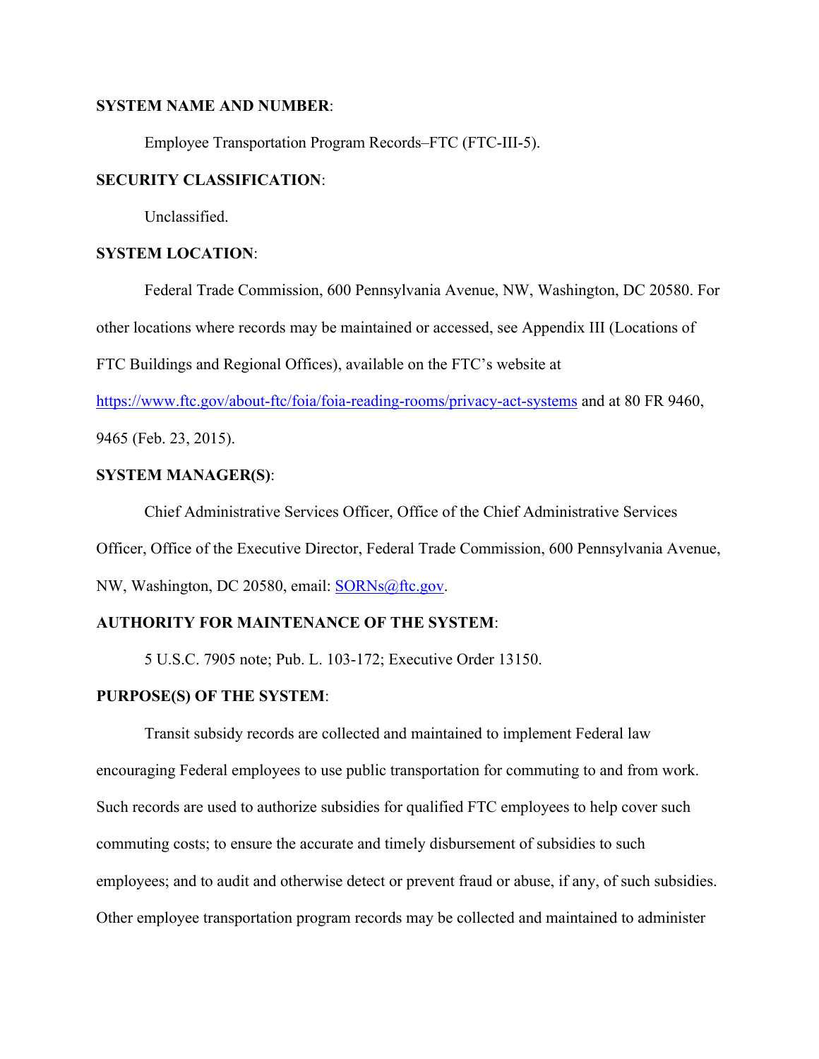**SYSTEM NAME AND NUMBER**:

Employee Transportation Program Records–FTC (FTC-III-5).

**SECURITY CLASSIFICATION**:

Unclassified.

**SYSTEM LOCATION**:

Federal Trade Commission, 600 Pennsylvania Avenue, NW, Washington, DC 20580. For other locations where records may be maintained or accessed, see Appendix III (Locations of FTC Buildings and Regional Offices), available on the FTC's website at https://www.ftc.gov/about-ftc/foia/foia-reading-rooms/privacy-act-systems and at 80 FR 9460, 9465 (Feb. 23, 2015).

**SYSTEM MANAGER(S)**:

Chief Administrative Services Officer, Office of the Chief Administrative Services Officer, Office of the Executive Director, Federal Trade Commission, 600 Pennsylvania Avenue, NW, Washington, DC 20580, email: SORNs@ftc.gov.

**AUTHORITY FOR MAINTENANCE OF THE SYSTEM**:

5 U.S.C. 7905 note; Pub. L. 103-172; Executive Order 13150.

**PURPOSE(S) OF THE SYSTEM**:

Transit subsidy records are collected and maintained to implement Federal law encouraging Federal employees to use public transportation for commuting to and from work. Such records are used to authorize subsidies for qualified FTC employees to help cover such commuting costs; to ensure the accurate and timely disbursement of subsidies to such employees; and to audit and otherwise detect or prevent fraud or abuse, if any, of such subsidies. Other employee transportation program records may be collected and maintained to administer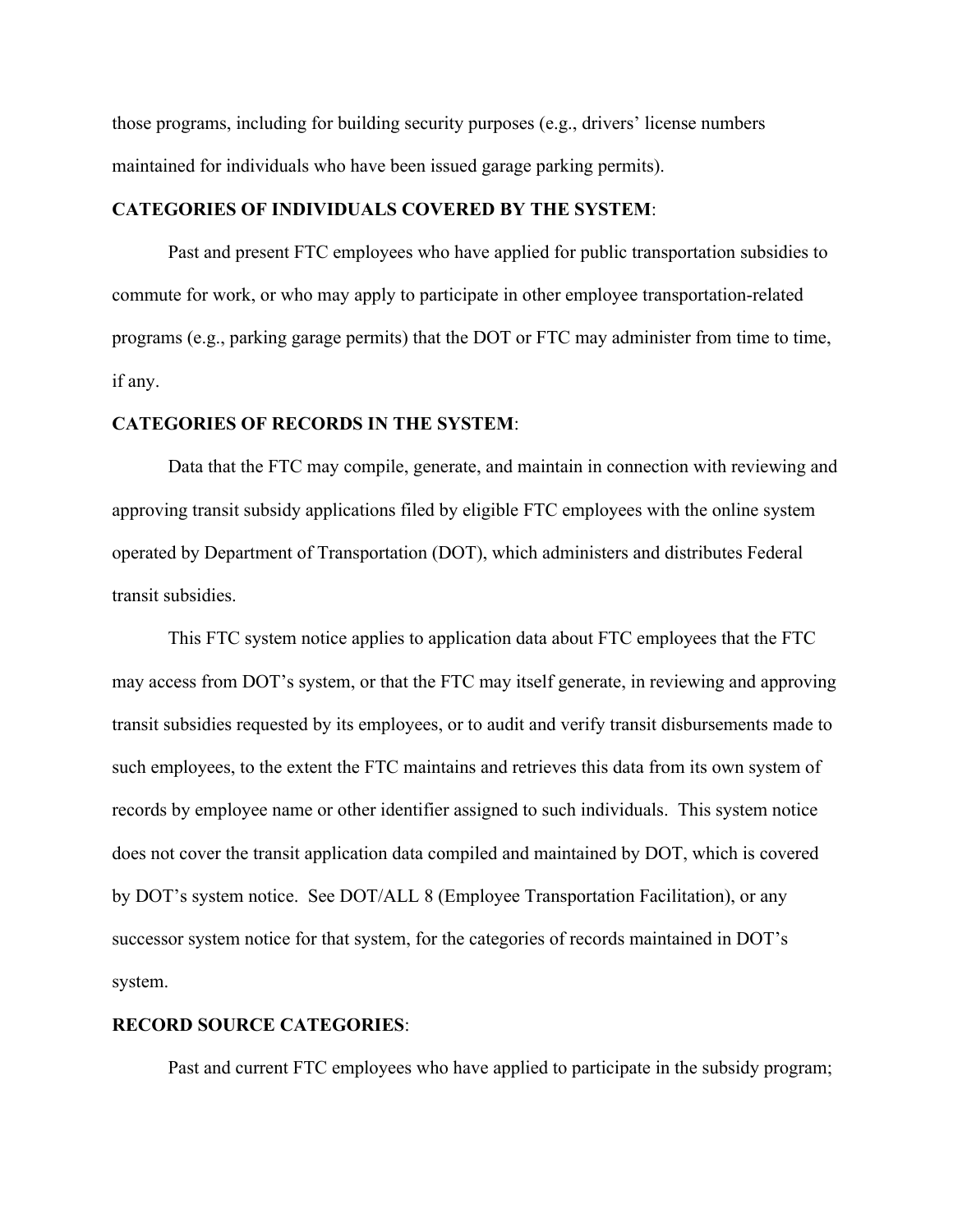those programs, including for building security purposes (e.g., drivers' license numbers maintained for individuals who have been issued garage parking permits).

**CATEGORIES OF INDIVIDUALS COVERED BY THE SYSTEM**:

Past and present FTC employees who have applied for public transportation subsidies to commute for work, or who may apply to participate in other employee transportation-related programs (e.g., parking garage permits) that the DOT or FTC may administer from time to time, if any.

**CATEGORIES OF RECORDS IN THE SYSTEM**:

Data that the FTC may compile, generate, and maintain in connection with reviewing and approving transit subsidy applications filed by eligible FTC employees with the online system operated by Department of Transportation (DOT), which administers and distributes Federal transit subsidies.

This FTC system notice applies to application data about FTC employees that the FTC may access from DOT's system, or that the FTC may itself generate, in reviewing and approving transit subsidies requested by its employees, or to audit and verify transit disbursements made to such employees, to the extent the FTC maintains and retrieves this data from its own system of records by employee name or other identifier assigned to such individuals. This system notice does not cover the transit application data compiled and maintained by DOT, which is covered by DOT's system notice. See DOT/ALL 8 (Employee Transportation Facilitation), or any successor system notice for that system, for the categories of records maintained in DOT's system.

**RECORD SOURCE CATEGORIES**:

Past and current FTC employees who have applied to participate in the subsidy program;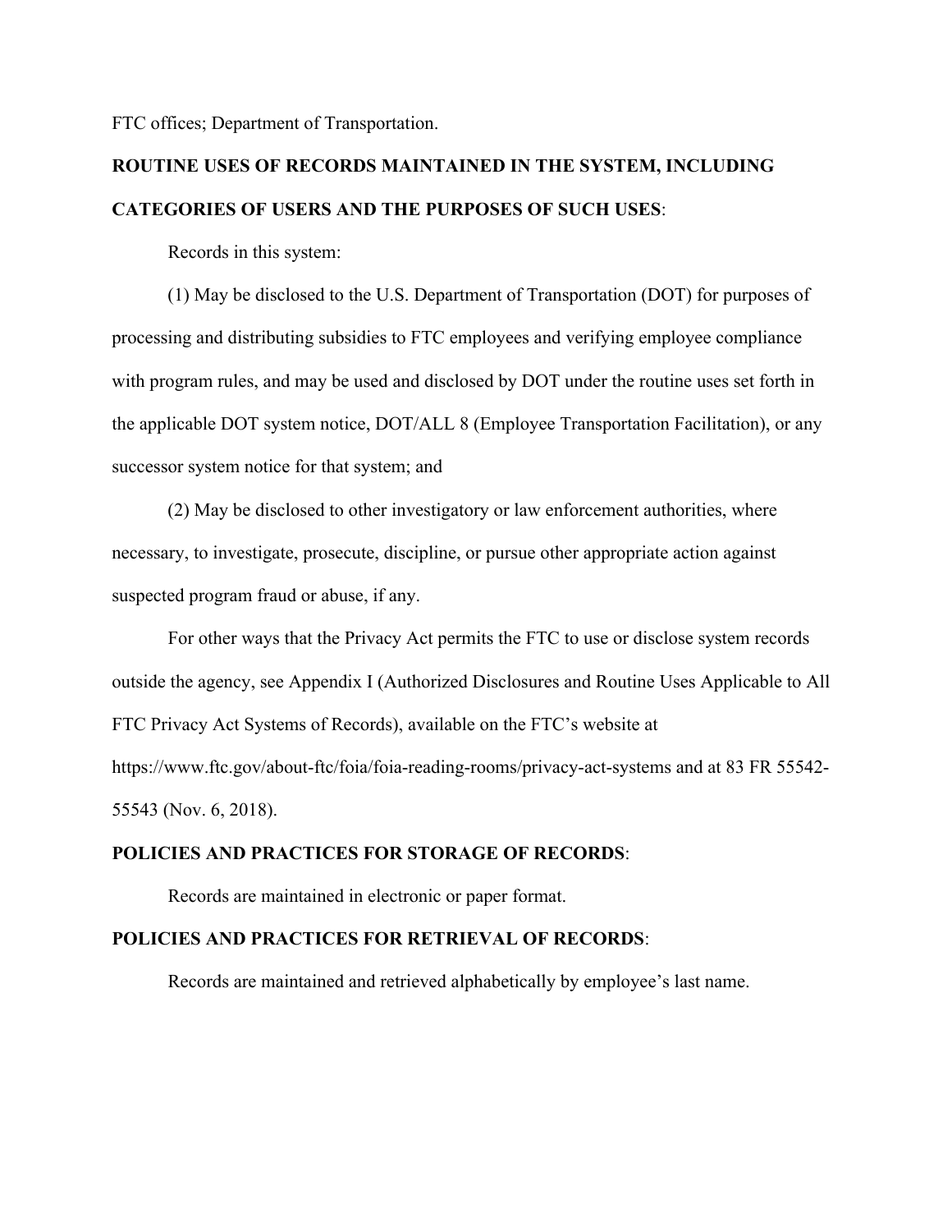FTC offices; Department of Transportation.

**ROUTINE USES OF RECORDS MAINTAINED IN THE SYSTEM, INCLUDING CATEGORIES OF USERS AND THE PURPOSES OF SUCH USES**:

Records in this system:

(1) May be disclosed to the U.S. Department of Transportation (DOT) for purposes of processing and distributing subsidies to FTC employees and verifying employee compliance with program rules, and may be used and disclosed by DOT under the routine uses set forth in the applicable DOT system notice, DOT/ALL 8 (Employee Transportation Facilitation), or any successor system notice for that system; and

(2) May be disclosed to other investigatory or law enforcement authorities, where necessary, to investigate, prosecute, discipline, or pursue other appropriate action against suspected program fraud or abuse, if any.

For other ways that the Privacy Act permits the FTC to use or disclose system records outside the agency, see Appendix I (Authorized Disclosures and Routine Uses Applicable to All FTC Privacy Act Systems of Records), available on the FTC's website at https://www.ftc.gov/about-ftc/foia/foia-reading-rooms/privacy-act-systems and at 83 FR 55542-55543 (Nov. 6, 2018).

**POLICIES AND PRACTICES FOR STORAGE OF RECORDS**:

Records are maintained in electronic or paper format.

**POLICIES AND PRACTICES FOR RETRIEVAL OF RECORDS**:

Records are maintained and retrieved alphabetically by employee's last name.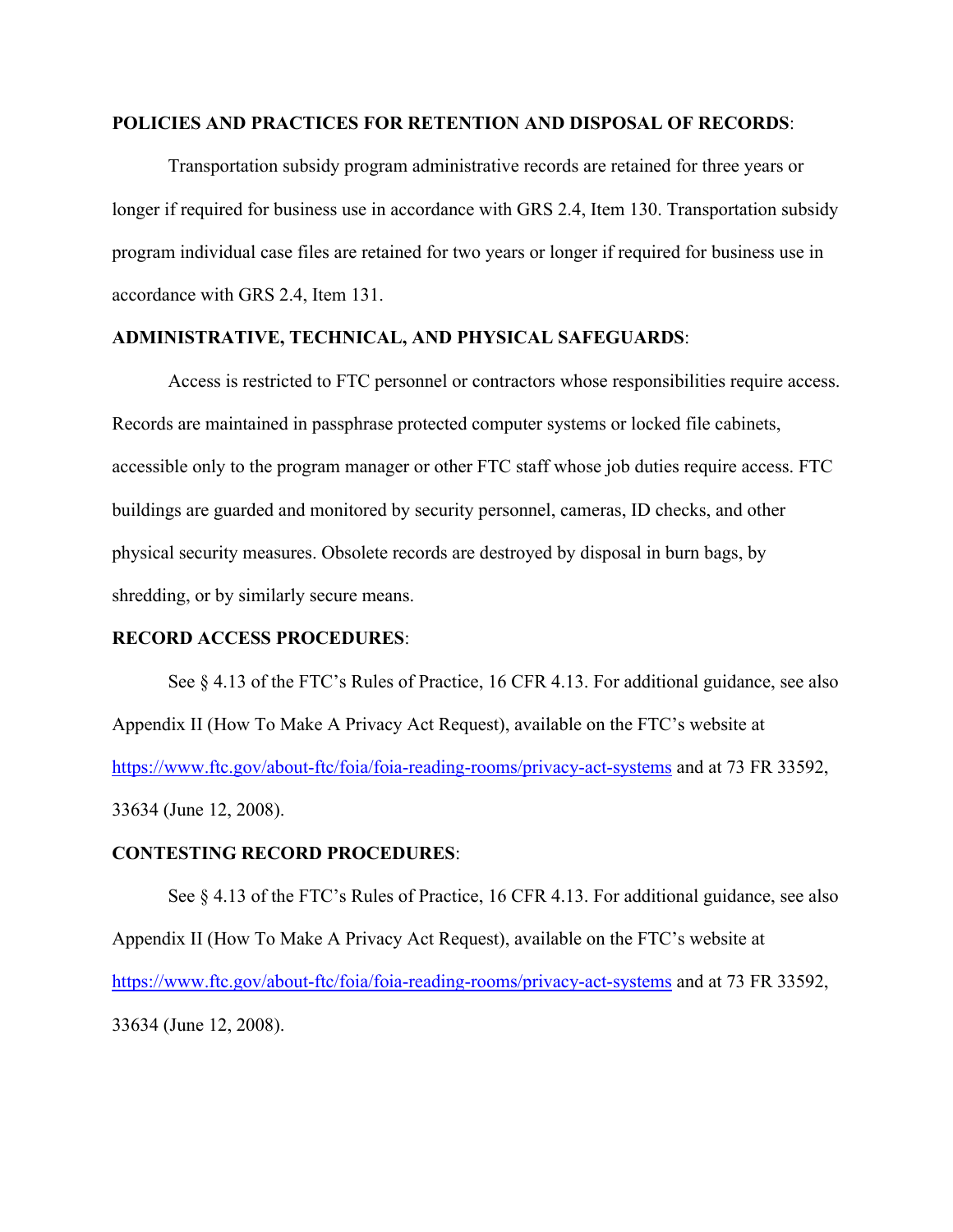**POLICIES AND PRACTICES FOR RETENTION AND DISPOSAL OF RECORDS**:

Transportation subsidy program administrative records are retained for three years or longer if required for business use in accordance with GRS 2.4, Item 130. Transportation subsidy program individual case files are retained for two years or longer if required for business use in accordance with GRS 2.4, Item 131.

**ADMINISTRATIVE, TECHNICAL, AND PHYSICAL SAFEGUARDS**:

Access is restricted to FTC personnel or contractors whose responsibilities require access. Records are maintained in passphrase protected computer systems or locked file cabinets, accessible only to the program manager or other FTC staff whose job duties require access. FTC buildings are guarded and monitored by security personnel, cameras, ID checks, and other physical security measures. Obsolete records are destroyed by disposal in burn bags, by shredding, or by similarly secure means.

**RECORD ACCESS PROCEDURES**:

See § 4.13 of the FTC's Rules of Practice, 16 CFR 4.13. For additional guidance, see also Appendix II (How To Make A Privacy Act Request), available on the FTC's website at https://www.ftc.gov/about-ftc/foia/foia-reading-rooms/privacy-act-systems and at 73 FR 33592, 33634 (June 12, 2008).

**CONTESTING RECORD PROCEDURES**:

See § 4.13 of the FTC's Rules of Practice, 16 CFR 4.13. For additional guidance, see also Appendix II (How To Make A Privacy Act Request), available on the FTC's website at https://www.ftc.gov/about-ftc/foia/foia-reading-rooms/privacy-act-systems and at 73 FR 33592, 33634 (June 12, 2008).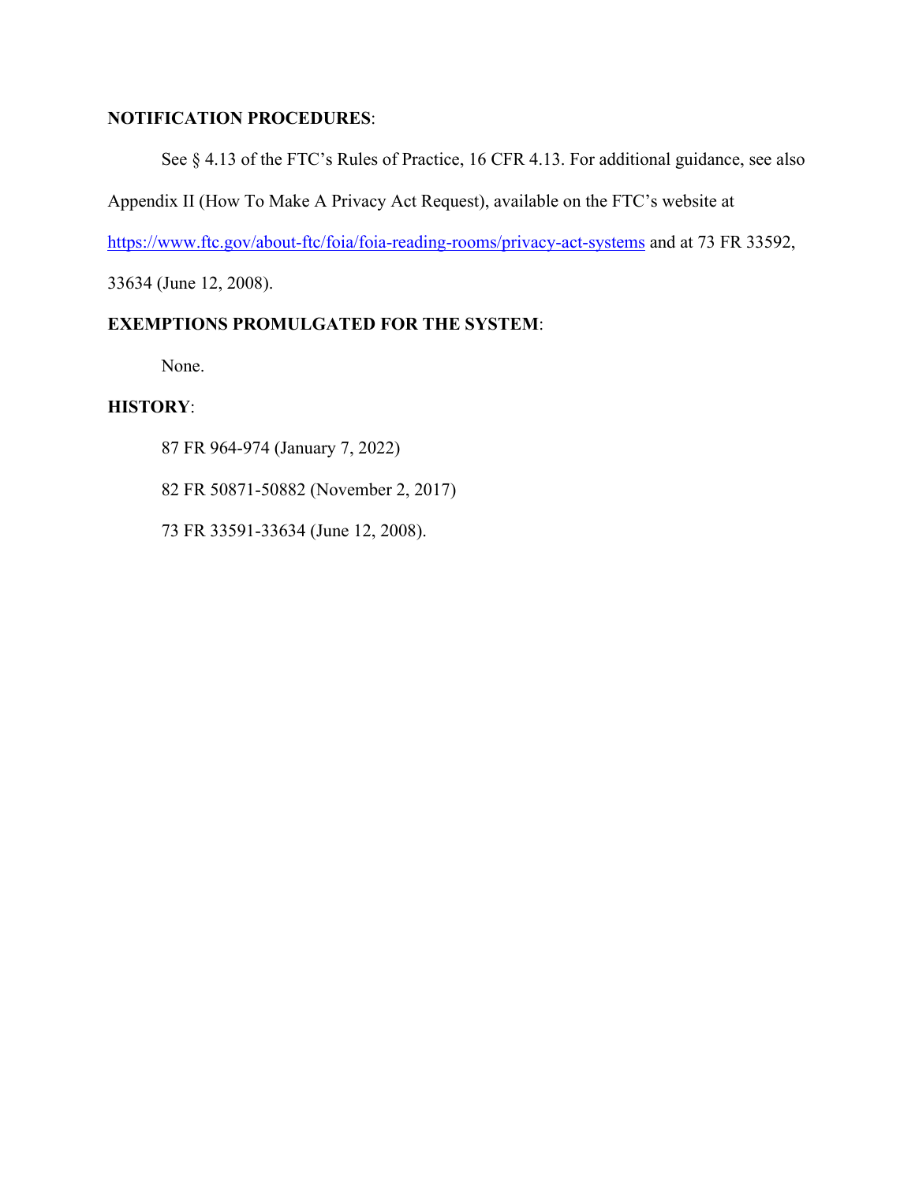**NOTIFICATION PROCEDURES**:

See § 4.13 of the FTC's Rules of Practice, 16 CFR 4.13. For additional guidance, see also Appendix II (How To Make A Privacy Act Request), available on the FTC's website at https://www.ftc.gov/about-ftc/foia/foia-reading-rooms/privacy-act-systems and at 73 FR 33592, 33634 (June 12, 2008).

**EXEMPTIONS PROMULGATED FOR THE SYSTEM**:

None.

**HISTORY**:

87 FR 964-974 (January 7, 2022)

82 FR 50871-50882 (November 2, 2017)

73 FR 33591-33634 (June 12, 2008).